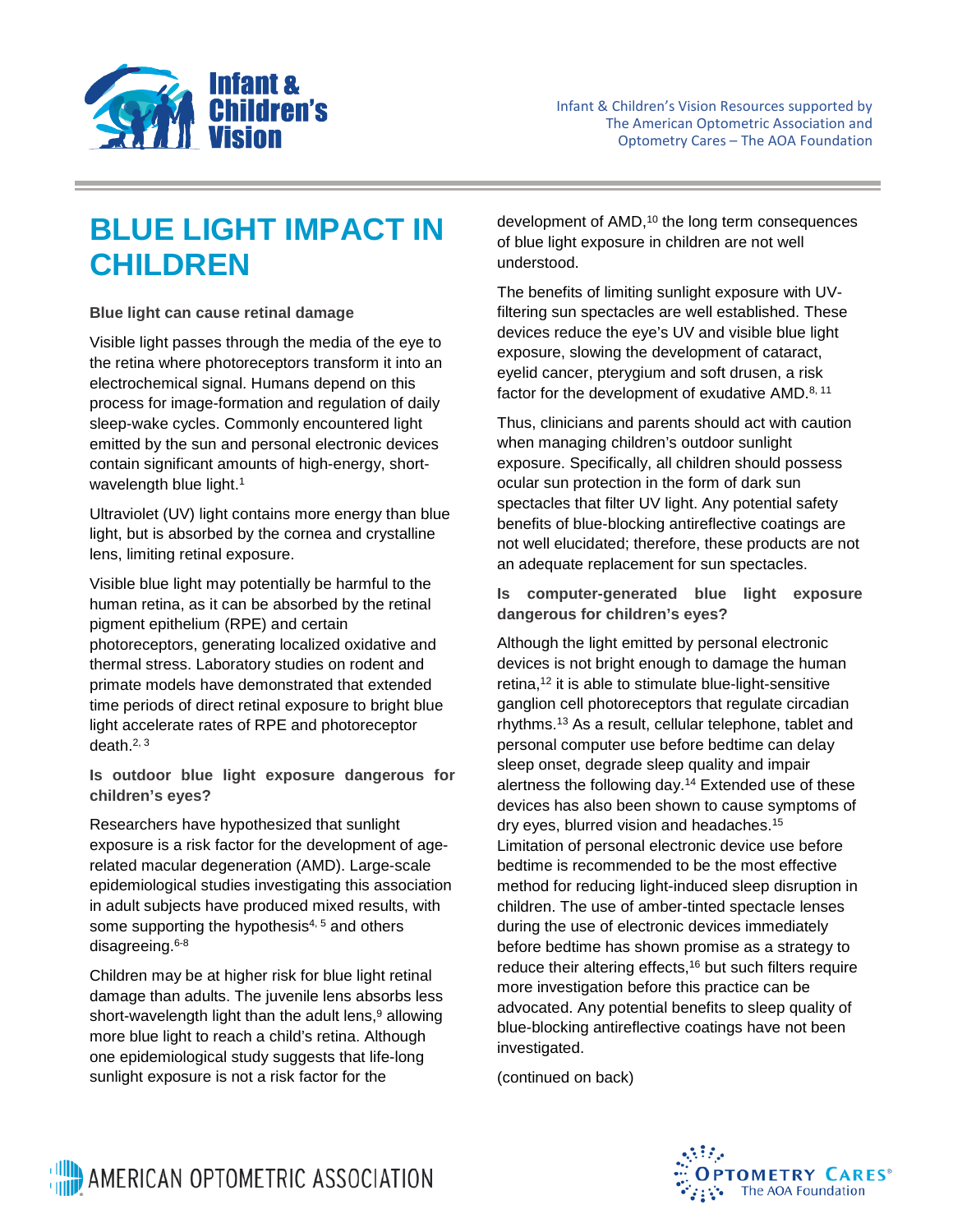# BLUE LIGHT IMPACT IN CHILDREN

**Blue light can cause retinal damage**

Visible light passes through the media of the eye to the retina where photoreceptors transform it into an electrochemical signal. Humans depend on this process for image-formation and regulation of daily sleep-wake cycles. Commonly encountered light emitted by the sun and personal electronic devices contain significant amounts of high-energy, short-wavelength blue light.[1]

Ultraviolet (UV) light contains more energy than blue light, but is absorbed by the cornea and crystalline lens, limiting retinal exposure.

Visible blue light may potentially be harmful to the human retina, as it can be absorbed by the retinal pigment epithelium (RPE) and certain photoreceptors, generating localized oxidative and thermal stress. Laboratory studies on rodent and primate models have demonstrated that extended time periods of direct retinal exposure to bright blue light accelerate rates of RPE and photoreceptor death.[2, 3]

**Is outdoor blue light exposure dangerous for children's eyes?**

Researchers have hypothesized that sunlight exposure is a risk factor for the development of age-related macular degeneration (AMD). Large-scale epidemiological studies investigating this association in adult subjects have produced mixed results, with some supporting the hypothesis[4, 5] and others disagreeing.[6-8]

Children may be at higher risk for blue light retinal damage than adults. The juvenile lens absorbs less short-wavelength light than the adult lens,[9] allowing more blue light to reach a child's retina. Although one epidemiological study suggests that life-long sunlight exposure is not a risk factor for the development of AMD,[10] the long term consequences of blue light exposure in children are not well understood.

The benefits of limiting sunlight exposure with UV-filtering sun spectacles are well established. These devices reduce the eye's UV and visible blue light exposure, slowing the development of cataract, eyelid cancer, pterygium and soft drusen, a risk factor for the development of exudative AMD.[8, 11]

Thus, clinicians and parents should act with caution when managing children's outdoor sunlight exposure. Specifically, all children should possess ocular sun protection in the form of dark sun spectacles that filter UV light. Any potential safety benefits of blue-blocking antireflective coatings are not well elucidated; therefore, these products are not an adequate replacement for sun spectacles.

**Is computer-generated blue light exposure dangerous for children's eyes?**

Although the light emitted by personal electronic devices is not bright enough to damage the human retina,[12] it is able to stimulate blue-light-sensitive ganglion cell photoreceptors that regulate circadian rhythms.[13] As a result, cellular telephone, tablet and personal computer use before bedtime can delay sleep onset, degrade sleep quality and impair alertness the following day.[14] Extended use of these devices has also been shown to cause symptoms of dry eyes, blurred vision and headaches.[15] Limitation of personal electronic device use before bedtime is recommended to be the most effective method for reducing light-induced sleep disruption in children. The use of amber-tinted spectacle lenses during the use of electronic devices immediately before bedtime has shown promise as a strategy to reduce their altering effects,[16] but such filters require more investigation before this practice can be advocated. Any potential benefits to sleep quality of blue-blocking antireflective coatings have not been investigated.

(continued on back)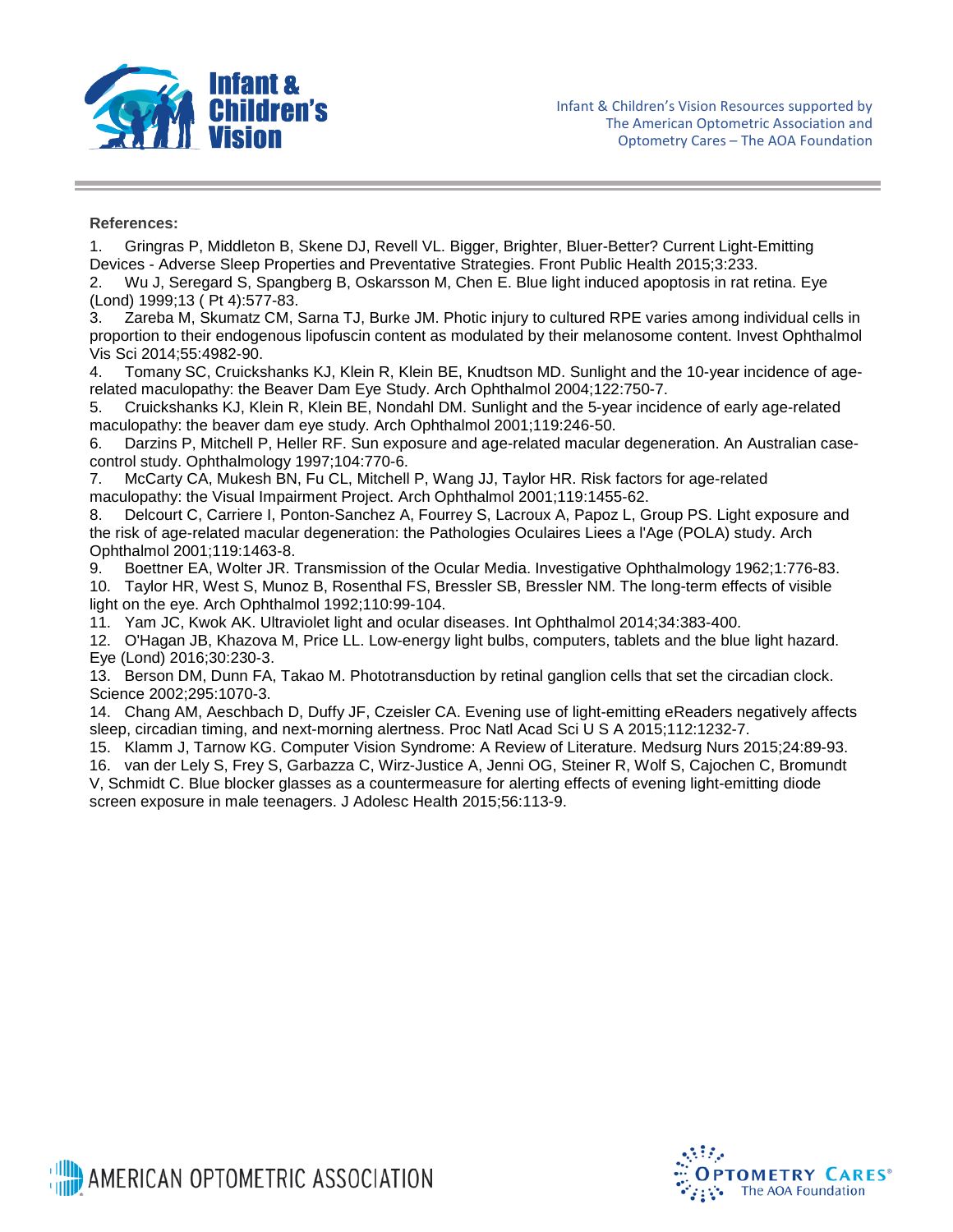**References:**

1. Gringras P, Middleton B, Skene DJ, Revell VL. Bigger, Brighter, Bluer-Better? Current Light-Emitting Devices - Adverse Sleep Properties and Preventative Strategies. Front Public Health 2015;3:233.
2. Wu J, Seregard S, Spangberg B, Oskarsson M, Chen E. Blue light induced apoptosis in rat retina. Eye (Lond) 1999;13 ( Pt 4):577-83.
3. Zareba M, Skumatz CM, Sarna TJ, Burke JM. Photic injury to cultured RPE varies among individual cells in proportion to their endogenous lipofuscin content as modulated by their melanosome content. Invest Ophthalmol Vis Sci 2014;55:4982-90.
4. Tomany SC, Cruickshanks KJ, Klein R, Klein BE, Knudtson MD. Sunlight and the 10-year incidence of age-related maculopathy: the Beaver Dam Eye Study. Arch Ophthalmol 2004;122:750-7.
5. Cruickshanks KJ, Klein R, Klein BE, Nondahl DM. Sunlight and the 5-year incidence of early age-related maculopathy: the beaver dam eye study. Arch Ophthalmol 2001;119:246-50.
6. Darzins P, Mitchell P, Heller RF. Sun exposure and age-related macular degeneration. An Australian case-control study. Ophthalmology 1997;104:770-6.
7. McCarty CA, Mukesh BN, Fu CL, Mitchell P, Wang JJ, Taylor HR. Risk factors for age-related maculopathy: the Visual Impairment Project. Arch Ophthalmol 2001;119:1455-62.
8. Delcourt C, Carriere I, Ponton-Sanchez A, Fourrey S, Lacroux A, Papoz L, Group PS. Light exposure and the risk of age-related macular degeneration: the Pathologies Oculaires Liees a l'Age (POLA) study. Arch Ophthalmol 2001;119:1463-8.
9. Boettner EA, Wolter JR. Transmission of the Ocular Media. Investigative Ophthalmology 1962;1:776-83.
10. Taylor HR, West S, Munoz B, Rosenthal FS, Bressler SB, Bressler NM. The long-term effects of visible light on the eye. Arch Ophthalmol 1992;110:99-104.
11. Yam JC, Kwok AK. Ultraviolet light and ocular diseases. Int Ophthalmol 2014;34:383-400.
12. O'Hagan JB, Khazova M, Price LL. Low-energy light bulbs, computers, tablets and the blue light hazard. Eye (Lond) 2016;30:230-3.
13. Berson DM, Dunn FA, Takao M. Phototransduction by retinal ganglion cells that set the circadian clock. Science 2002;295:1070-3.
14. Chang AM, Aeschbach D, Duffy JF, Czeisler CA. Evening use of light-emitting eReaders negatively affects sleep, circadian timing, and next-morning alertness. Proc Natl Acad Sci U S A 2015;112:1232-7.
15. Klamm J, Tarnow KG. Computer Vision Syndrome: A Review of Literature. Medsurg Nurs 2015;24:89-93.
16. van der Lely S, Frey S, Garbazza C, Wirz-Justice A, Jenni OG, Steiner R, Wolf S, Cajochen C, Bromundt V, Schmidt C. Blue blocker glasses as a countermeasure for alerting effects of evening light-emitting diode screen exposure in male teenagers. J Adolesc Health 2015;56:113-9.